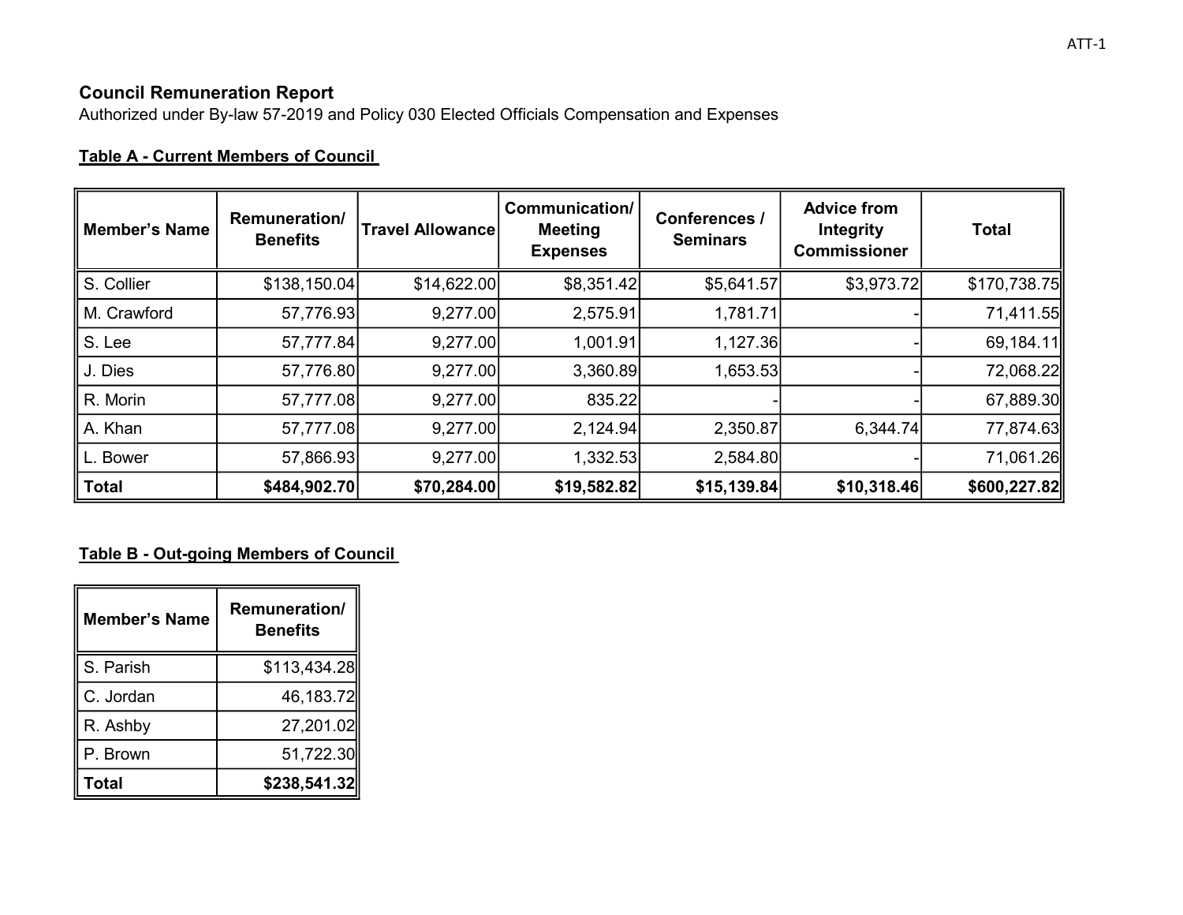ATT-1

## Council Remuneration Report

Authorized under By-law 57-2019 and Policy 030 Elected Officials Compensation and Expenses

### Table A - Current Members of Council

| Member's Name | Remuneration/ Benefits | Travel Allowance | Communication/ Meeting Expenses | Conferences / Seminars | Advice from Integrity Commissioner | Total |
|---|---|---|---|---|---|---|
| S. Collier | $138,150.04 | $14,622.00 | $8,351.42 | $5,641.57 | $3,973.72 | $170,738.75 |
| M. Crawford | 57,776.93 | 9,277.00 | 2,575.91 | 1,781.71 | - | 71,411.55 |
| S. Lee | 57,777.84 | 9,277.00 | 1,001.91 | 1,127.36 | - | 69,184.11 |
| J. Dies | 57,776.80 | 9,277.00 | 3,360.89 | 1,653.53 | - | 72,068.22 |
| R. Morin | 57,777.08 | 9,277.00 | 835.22 | - | - | 67,889.30 |
| A. Khan | 57,777.08 | 9,277.00 | 2,124.94 | 2,350.87 | 6,344.74 | 77,874.63 |
| L. Bower | 57,866.93 | 9,277.00 | 1,332.53 | 2,584.80 | - | 71,061.26 |
| **Total** | **$484,902.70** | **$70,284.00** | **$19,582.82** | **$15,139.84** | **$10,318.46** | **$600,227.82** |

### Table B - Out-going Members of Council

| Member's Name | Remuneration/ Benefits |
|---|---|
| S. Parish | $113,434.28 |
| C. Jordan | 46,183.72 |
| R. Ashby | 27,201.02 |
| P. Brown | 51,722.30 |
| **Total** | **$238,541.32** |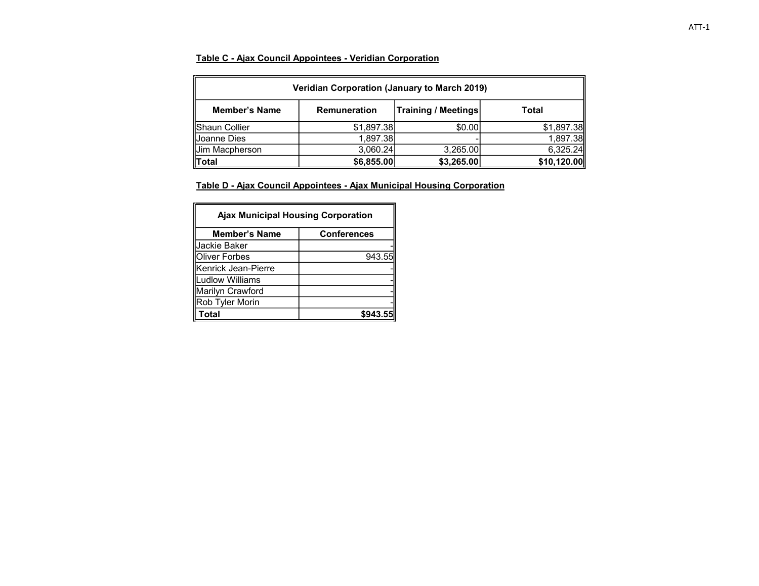**Table C - Ajax Council Appointees - Veridian Corporation**

| Veridian Corporation (January to March 2019) | | | |
|---|---|---|---|
| **Member's Name** | **Remuneration** | **Training / Meetings** | **Total** |
| Shaun Collier | $1,897.38 | $0.00 | $1,897.38 |
| Joanne Dies | 1,897.38 | - | 1,897.38 |
| Jim Macpherson | 3,060.24 | 3,265.00 | 6,325.24 |
| **Total** | **$6,855.00** | **$3,265.00** | **$10,120.00** |

**Table D - Ajax Council Appointees - Ajax Municipal Housing Corporation**

| Ajax Municipal Housing Corporation | |
|---|---|
| **Member's Name** | **Conferences** |
| Jackie Baker | - |
| Oliver Forbes | 943.55 |
| Kenrick Jean-Pierre | - |
| Ludlow Williams | - |
| Marilyn Crawford | - |
| Rob Tyler Morin | - |
| **Total** | **$943.55** |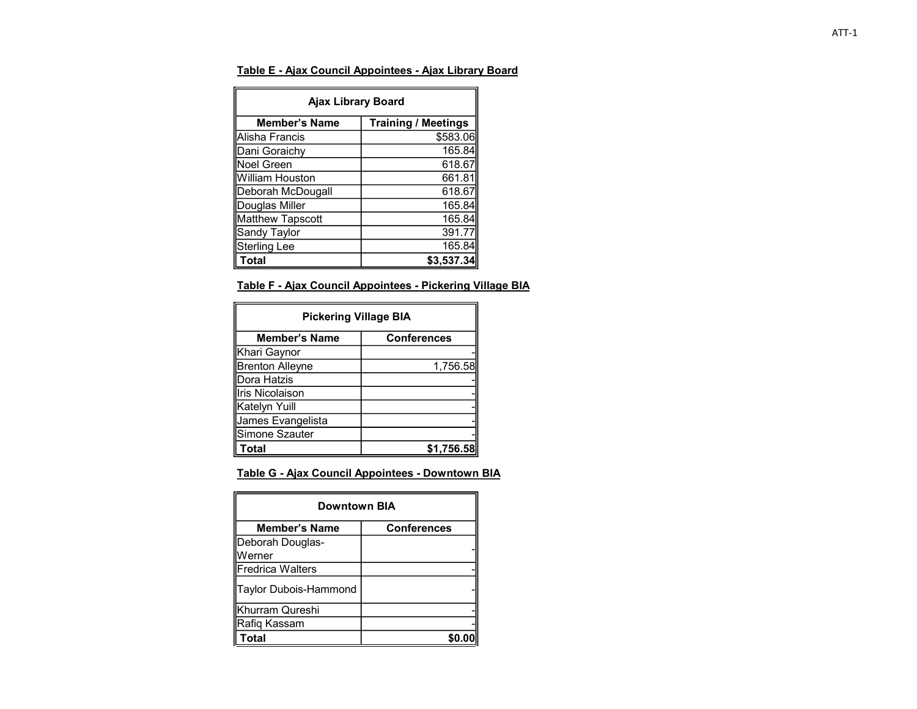**Table E - Ajax Council Appointees - Ajax Library Board**

| Ajax Library Board | |
|---|---|
| **Member's Name** | **Training / Meetings** |
| Alisha Francis | $583.06 |
| Dani Goraichy | 165.84 |
| Noel Green | 618.67 |
| William Houston | 661.81 |
| Deborah McDougall | 618.67 |
| Douglas Miller | 165.84 |
| Matthew Tapscott | 165.84 |
| Sandy Taylor | 391.77 |
| Sterling Lee | 165.84 |
| **Total** | **$3,537.34** |

**Table F - Ajax Council Appointees - Pickering Village BIA**

| Pickering Village BIA | |
|---|---|
| **Member's Name** | **Conferences** |
| Khari Gaynor | - |
| Brenton Alleyne | 1,756.58 |
| Dora Hatzis | - |
| Iris Nicolaison | - |
| Katelyn Yuill | - |
| James Evangelista | - |
| Simone Szauter | - |
| **Total** | **$1,756.58** |

**Table G - Ajax Council Appointees - Downtown BIA**

| Downtown BIA | |
|---|---|
| **Member's Name** | **Conferences** |
| Deborah Douglas-Werner | - |
| Fredrica Walters | - |
| Taylor Dubois-Hammond | - |
| Khurram Qureshi | - |
| Rafiq Kassam | - |
| **Total** | **$0.00** |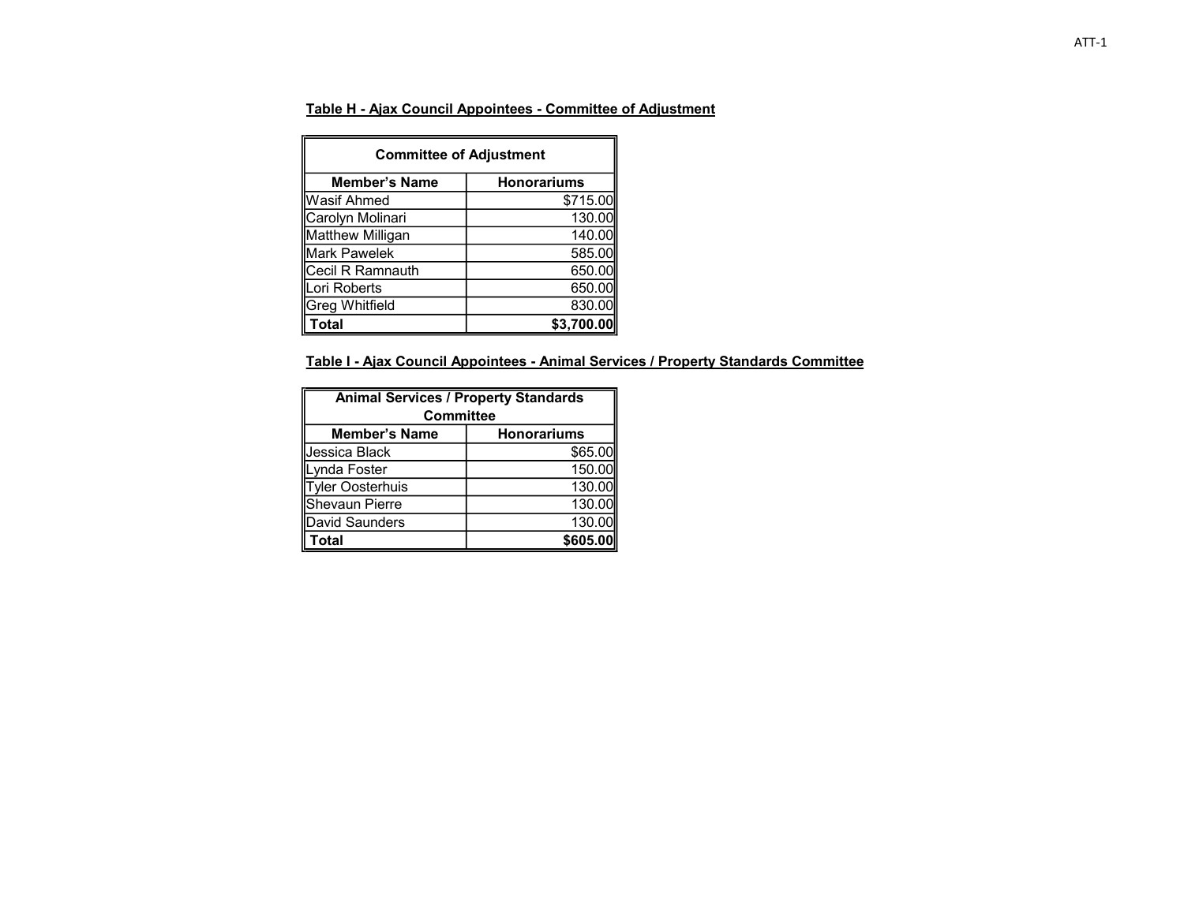**Table H - Ajax Council Appointees - Committee of Adjustment**

| Committee of Adjustment | |
|---|---|
| **Member's Name** | **Honorariums** |
| Wasif Ahmed | $715.00 |
| Carolyn Molinari | 130.00 |
| Matthew Milligan | 140.00 |
| Mark Pawelek | 585.00 |
| Cecil R Ramnauth | 650.00 |
| Lori Roberts | 650.00 |
| Greg Whitfield | 830.00 |
| **Total** | **$3,700.00** |

**Table I - Ajax Council Appointees - Animal Services / Property Standards Committee**

| Animal Services / Property Standards Committee | |
|---|---|
| **Member's Name** | **Honorariums** |
| Jessica Black | $65.00 |
| Lynda Foster | 150.00 |
| Tyler Oosterhuis | 130.00 |
| Shevaun Pierre | 130.00 |
| David Saunders | 130.00 |
| **Total** | **$605.00** |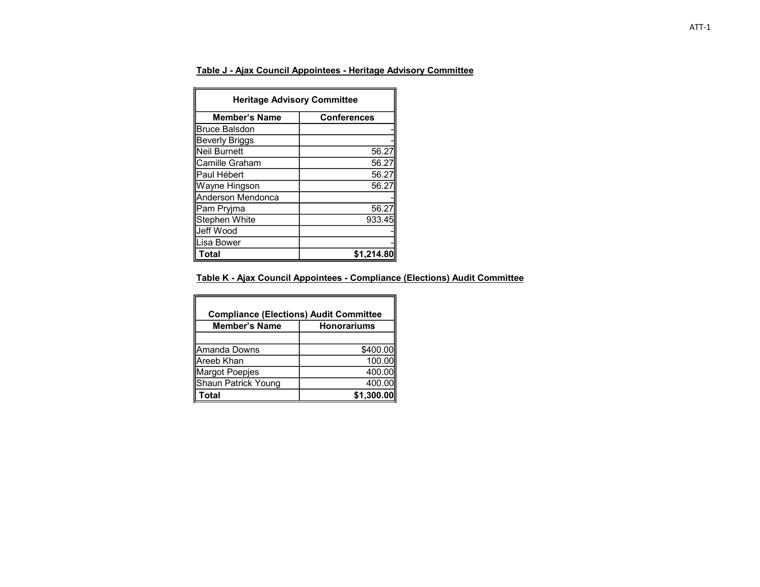**Table J - Ajax Council Appointees - Heritage Advisory Committee**

| Heritage Advisory Committee | |
|---|---|
| **Member's Name** | **Conferences** |
| Bruce Balsdon | - |
| Beverly Briggs | - |
| Neil Burnett | 56.27 |
| Camille Graham | 56.27 |
| Paul Hébert | 56.27 |
| Wayne Hingson | 56.27 |
| Anderson Mendonca | - |
| Pam Pryjma | 56.27 |
| Stephen White | 933.45 |
| Jeff Wood | - |
| Lisa Bower | - |
| **Total** | **$1,214.80** |

**Table K - Ajax Council Appointees - Compliance (Elections) Audit Committee**

| Compliance (Elections) Audit Committee | |
|---|---|
| **Member's Name** | **Honorariums** |
| | |
| Amanda Downs | $400.00 |
| Areeb Khan | 100.00 |
| Margot Poepjes | 400.00 |
| Shaun Patrick Young | 400.00 |
| **Total** | **$1,300.00** |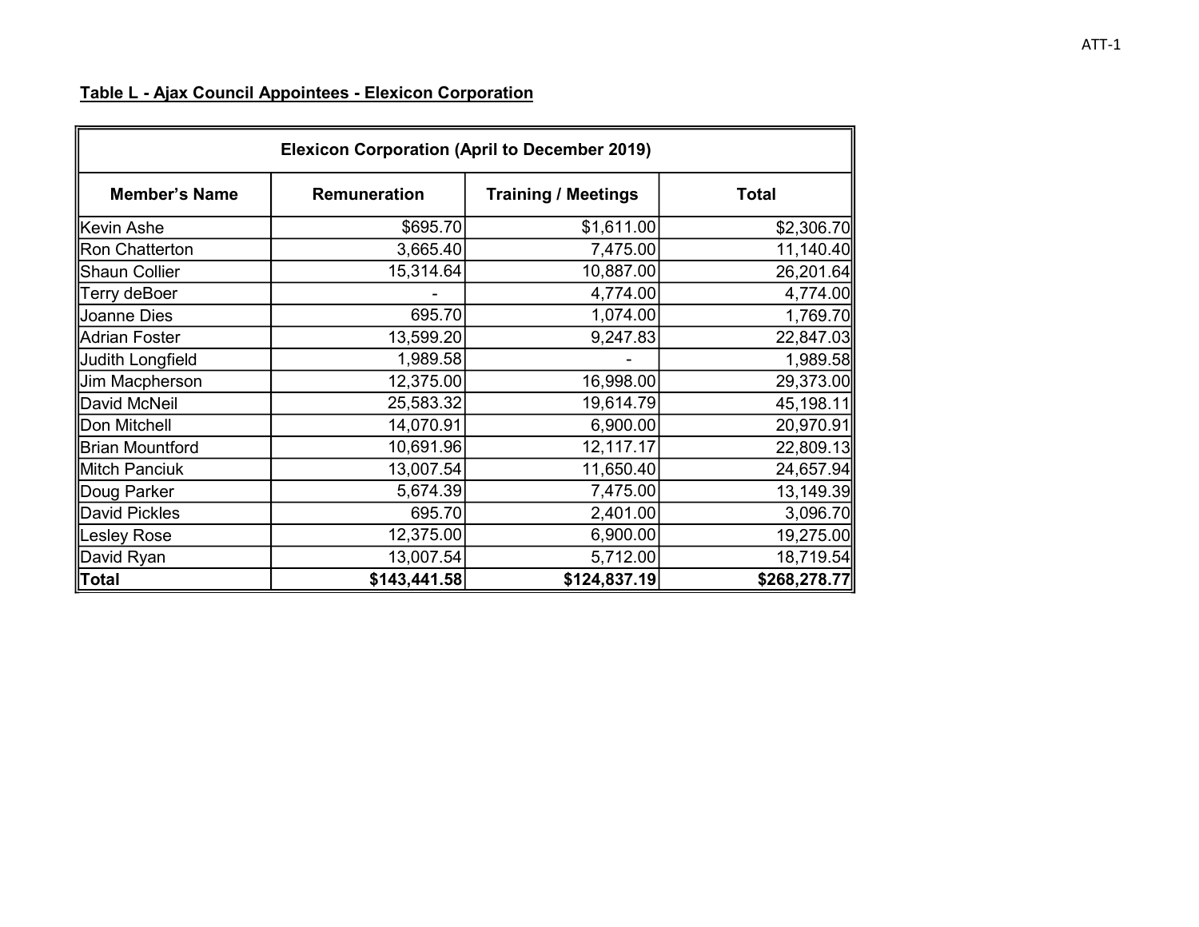**Table L - Ajax Council Appointees - Elexicon Corporation**

| Elexicon Corporation (April to December 2019) | | | |
|---|---|---|---|
| **Member's Name** | **Remuneration** | **Training / Meetings** | **Total** |
| Kevin Ashe | $695.70 | $1,611.00 | $2,306.70 |
| Ron Chatterton | 3,665.40 | 7,475.00 | 11,140.40 |
| Shaun Collier | 15,314.64 | 10,887.00 | 26,201.64 |
| Terry deBoer | - | 4,774.00 | 4,774.00 |
| Joanne Dies | 695.70 | 1,074.00 | 1,769.70 |
| Adrian Foster | 13,599.20 | 9,247.83 | 22,847.03 |
| Judith Longfield | 1,989.58 | - | 1,989.58 |
| Jim Macpherson | 12,375.00 | 16,998.00 | 29,373.00 |
| David McNeil | 25,583.32 | 19,614.79 | 45,198.11 |
| Don Mitchell | 14,070.91 | 6,900.00 | 20,970.91 |
| Brian Mountford | 10,691.96 | 12,117.17 | 22,809.13 |
| Mitch Panciuk | 13,007.54 | 11,650.40 | 24,657.94 |
| Doug Parker | 5,674.39 | 7,475.00 | 13,149.39 |
| David Pickles | 695.70 | 2,401.00 | 3,096.70 |
| Lesley Rose | 12,375.00 | 6,900.00 | 19,275.00 |
| David Ryan | 13,007.54 | 5,712.00 | 18,719.54 |
| **Total** | **$143,441.58** | **$124,837.19** | **$268,278.77** |